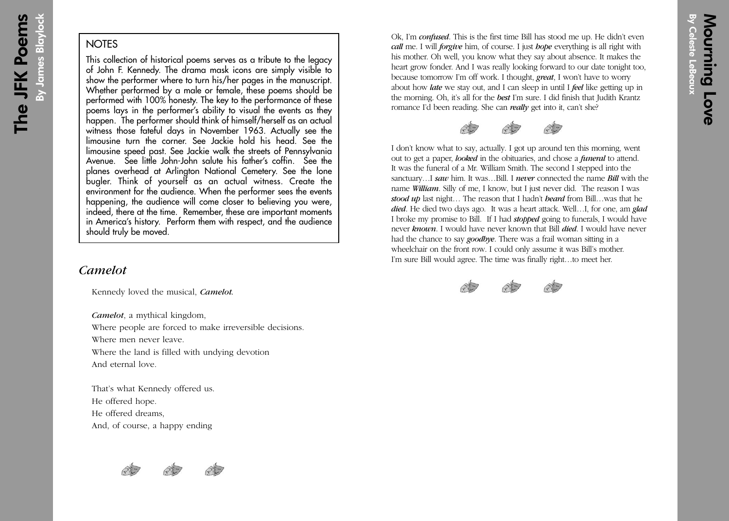# The JFK Poems
## By James Blaylock

**NOTES**

This collection of historical poems serves as a tribute to the legacy of John F. Kennedy. The drama mask icons are simply visible to show the performer where to turn his/her pages in the manuscript. Whether performed by a male or female, these poems should be performed with 100% honesty. The key to the performance of these poems lays in the performer's ability to visual the events as they happen. The performer should think of himself/herself as an actual witness those fateful days in November 1963. Actually see the limousine turn the corner. See Jackie hold his head. See the limousine speed past. See Jackie walk the streets of Pennsylvania Avenue. See little John-John salute his father's coffin. See the planes overhead at Arlington National Cemetery. See the lone bugler. Think of yourself as an actual witness. Create the environment for the audience. When the performer sees the events happening, the audience will come closer to believing you were, indeed, there at the time. Remember, these are important moments in America's history. Perform them with respect, and the audience should truly be moved.

### *Camelot*

Kennedy loved the musical, ***Camelot***.

***Camelot***, a mythical kingdom,
Where people are forced to make irreversible decisions.
Where men never leave.
Where the land is filled with undying devotion
And eternal love.

That's what Kennedy offered us.
He offered hope.
He offered dreams,
And, of course, a happy ending

# Mourning Love
## By Celeste LeBeaux

Ok, I'm ***confused***. This is the first time Bill has stood me up. He didn't even ***call*** me. I will ***forgive*** him, of course. I just ***hope*** everything is all right with his mother. Oh well, you know what they say about absence. It makes the heart grow fonder. And I was really looking forward to our date tonight too, because tomorrow I'm off work. I thought, ***great***, I won't have to worry about how ***late*** we stay out, and I can sleep in until I ***feel*** like getting up in the morning. Oh, it's all for the ***best*** I'm sure. I did finish that Judith Krantz romance I'd been reading. She can ***really*** get into it, can't she?

I don't know what to say, actually. I got up around ten this morning, went out to get a paper, ***looked*** in the obituaries, and chose a ***funeral*** to attend. It was the funeral of a Mr. William Smith. The second I stepped into the sanctuary…I ***saw*** him. It was…Bill. I ***never*** connected the name ***Bill*** with the name ***William***. Silly of me, I know, but I just never did. The reason I was ***stood up*** last night… The reason that I hadn't ***heard*** from Bill…was that he ***died***. He died two days ago. It was a heart attack. Well…I, for one, am ***glad*** I broke my promise to Bill. If I had ***stopped*** going to funerals, I would have never ***known***. I would have never known that Bill ***died***. I would have never had the chance to say ***goodbye***. There was a frail woman sitting in a wheelchair on the front row. I could only assume it was Bill's mother. I'm sure Bill would agree. The time was finally right…to meet her.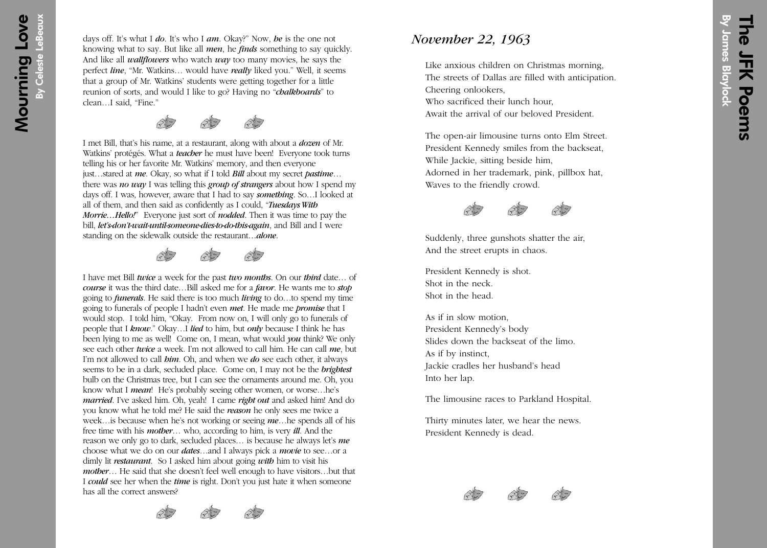days off. It's what I ***do***. It's who I ***am***. Okay?" Now, ***he*** is the one not knowing what to say. But like all ***men***, he ***finds*** something to say quickly. And like all ***wallflowers*** who watch ***way*** too many movies, he says the perfect ***line***, "Mr. Watkins… would have ***really*** liked you." Well, it seems that a group of Mr. Watkins' students were getting together for a little reunion of sorts, and would I like to go? Having no "***chalkboards***" to clean…I said, "Fine."

I met Bill, that's his name, at a restaurant, along with about a ***dozen*** of Mr. Watkins' protégés. What a ***teacher*** he must have been! Everyone took turns telling his or her favorite Mr. Watkins' memory, and then everyone just…stared at ***me***. Okay, so what if I told ***Bill*** about my secret ***pastime***… there was ***no way*** I was telling this ***group of strangers*** about how I spend my days off. I was, however, aware that I had to say ***something***. So…I looked at all of them, and then said as confidently as I could, "***Tuesdays With Morrie…Hello!***" Everyone just sort of ***nodded***. Then it was time to pay the bill, ***let's-don't-wait-until-someone-dies-to-do-this-again***, and Bill and I were standing on the sidewalk outside the restaurant…***alone***.

I have met Bill ***twice*** a week for the past ***two months***. On our ***third*** date… of ***course*** it was the third date…Bill asked me for a ***favor***. He wants me to ***stop*** going to ***funerals***. He said there is too much ***living*** to do…to spend my time going to funerals of people I hadn't even ***met***. He made me ***promise*** that I would stop. I told him, "Okay. From now on, I will only go to funerals of people that I ***know***." Okay…I ***lied*** to him, but ***only*** because I think he has been lying to me as well! Come on, I mean, what would ***you*** think? We only see each other ***twice*** a week. I'm not allowed to call him. He can call ***me***, but I'm not allowed to call ***him***. Oh, and when we ***do*** see each other, it always seems to be in a dark, secluded place. Come on, I may not be the ***brightest*** bulb on the Christmas tree, but I can see the ornaments around me. Oh, you know what I ***mean***! He's probably seeing other women, or worse…he's ***married***. I've asked him. Oh, yeah! I came ***right out*** and asked him! And do you know what he told me? He said the ***reason*** he only sees me twice a week…is because when he's not working or seeing ***me***…he spends all of his free time with his ***mother***… who, according to him, is very ***ill***. And the reason we only go to dark, secluded places… is because he always let's ***me*** choose what we do on our ***dates***…and I always pick a ***movie*** to see…or a dimly lit ***restaurant***. So I asked him about going ***with*** him to visit his ***mother***… He said that she doesn't feel well enough to have visitors…but that I ***could*** see her when the ***time*** is right. Don't you just hate it when someone has all the correct answers?

## *November 22, 1963*

Like anxious children on Christmas morning,
The streets of Dallas are filled with anticipation.
Cheering onlookers,
Who sacrificed their lunch hour,
Await the arrival of our beloved President.

The open-air limousine turns onto Elm Street.
President Kennedy smiles from the backseat,
While Jackie, sitting beside him,
Adorned in her trademark, pink, pillbox hat,
Waves to the friendly crowd.

Suddenly, three gunshots shatter the air,
And the street erupts in chaos.

President Kennedy is shot.
Shot in the neck.
Shot in the head.

As if in slow motion,
President Kennedy's body
Slides down the backseat of the limo.
As if by instinct,
Jackie cradles her husband's head
Into her lap.

The limousine races to Parkland Hospital.

Thirty minutes later, we hear the news.
President Kennedy is dead.